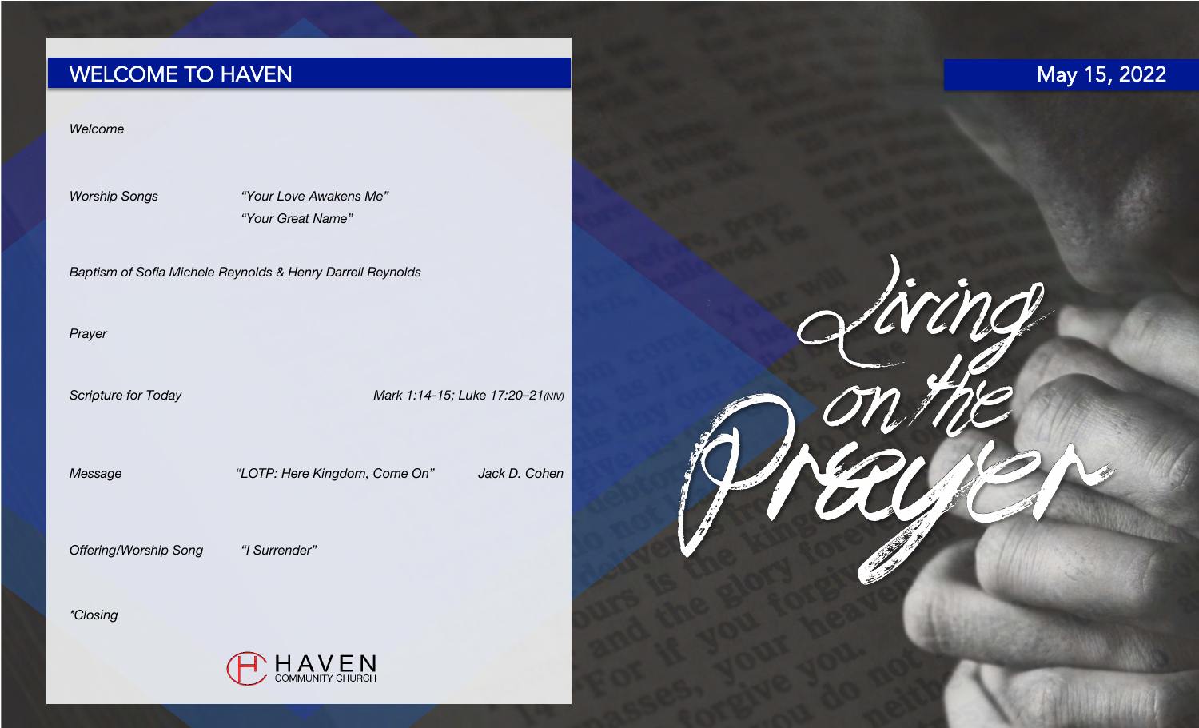# WELCOME TO HAVEN

May 15, 2022

*Welcome*

*Worship Songs* — *"Your Love Awakens Me"*
*"Your Great Name"*

*Baptism of Sofia Michele Reynolds & Henry Darrell Reynolds*

*Prayer*

*Scripture for Today* — *Mark 1:14-15; Luke 17:20–21 (NIV)*

*Message* — *"LOTP: Here Kingdom, Come On"* — *Jack D. Cohen*

*Offering/Worship Song* — *"I Surrender"*

*\*Closing*

HAVEN COMMUNITY CHURCH

Living on the Prayer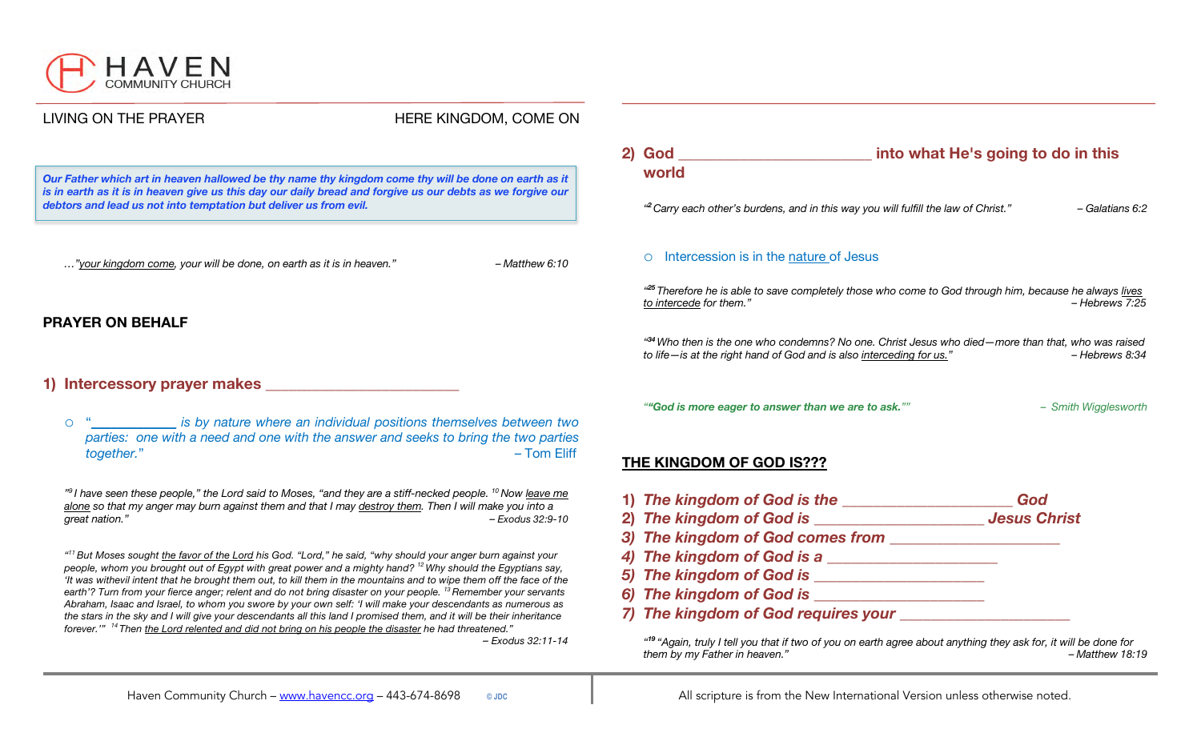HAVEN
COMMUNITY CHURCH

LIVING ON THE PRAYER — HERE KINGDOM, COME ON

> ***Our Father which art in heaven hallowed be thy name thy kingdom come thy will be done on earth as it is in earth as it is in heaven give us this day our daily bread and forgive us our debts as we forgive our debtors and lead us not into temptation but deliver us from evil.***

*…"your kingdom come, your will be done, on earth as it is in heaven."* – Matthew 6:10

## PRAYER ON BEHALF

### 1) Intercessory prayer makes ________________________

- *"____________ is by nature where an individual positions themselves between two parties: one with a need and one with the answer and seeks to bring the two parties together."* – Tom Eliff

*"[9] I have seen these people," the Lord said to Moses, "and they are a stiff-necked people. [10] Now leave me alone so that my anger may burn against them and that I may destroy them. Then I will make you into a great nation."* – Exodus 32:9-10

*"[11] But Moses sought the favor of the Lord his God. "Lord," he said, "why should your anger burn against your people, whom you brought out of Egypt with great power and a mighty hand? [12] Why should the Egyptians say, 'It was withevil intent that he brought them out, to kill them in the mountains and to wipe them off the face of the earth'? Turn from your fierce anger; relent and do not bring disaster on your people. [13] Remember your servants Abraham, Isaac and Israel, to whom you swore by your own self: 'I will make your descendants as numerous as the stars in the sky and I will give your descendants all this land I promised them, and it will be their inheritance forever.'" [14] Then the Lord relented and did not bring on his people the disaster he had threatened."* – Exodus 32:11-14

### 2) God ________________________ into what He's going to do in this world

*"[2] Carry each other's burdens, and in this way you will fulfill the law of Christ."* – Galatians 6:2

- Intercession is in the nature of Jesus

*"[25] Therefore he is able to save completely those who come to God through him, because he always lives to intercede for them."* – Hebrews 7:25

*"[34] Who then is the one who condemns? No one. Christ Jesus who died—more than that, who was raised to life—is at the right hand of God and is also interceding for us."* – Hebrews 8:34

***""God is more eager to answer than we are to ask.""*** – Smith Wigglesworth

## THE KINGDOM OF GOD IS???

1) ***The kingdom of God is the ______________________ God***
2) ***The kingdom of God is ______________________ Jesus Christ***
3) ***The kingdom of God comes from ______________________***
4) ***The kingdom of God is a ______________________***
5) ***The kingdom of God is ______________________***
6) ***The kingdom of God is ______________________***
7) ***The kingdom of God requires your ______________________***

*"[19] "Again, truly I tell you that if two of you on earth agree about anything they ask for, it will be done for them by my Father in heaven."* – Matthew 18:19

Haven Community Church – www.havencc.org – 443-674-8698 © JDC

All scripture is from the New International Version unless otherwise noted.